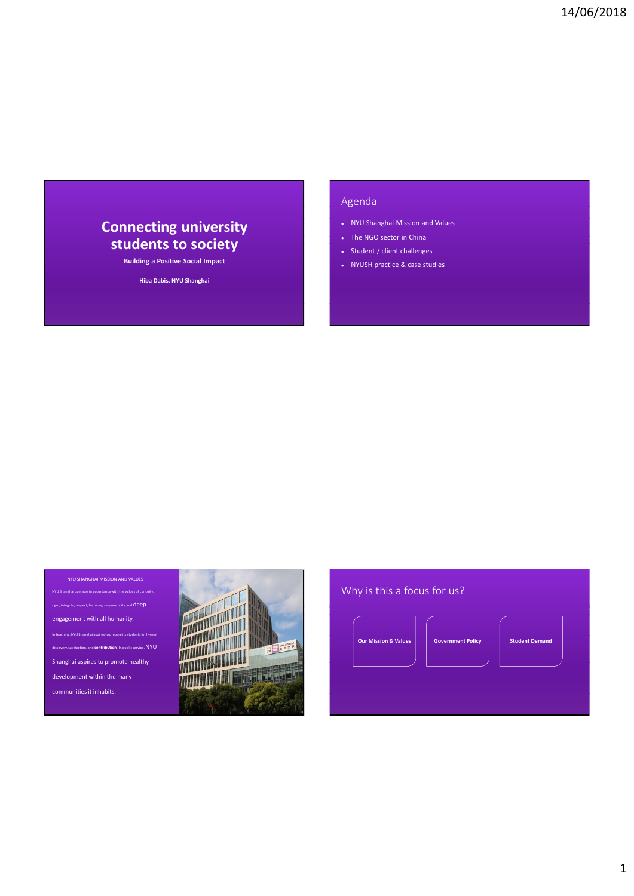# Connecting university students to society

**Building a Positive Social Impact**

**Hiba Dabis, NYU Shanghai**

## Agenda

- NYU Shanghai Mission and Values
- The NGO sector in China
- Student / client challenges
- NYUSH practice & case studies

## NYU SHANGHAI MISSION AND VALUES

NYU Shanghai operates in accordance with the values of curiosity, rigor, integrity, respect, harmony, responsibility, and deep engagement with all humanity.

In teaching, NYU Shanghai aspires to prepare its students for lives of discovery, satisfaction, and **contribution**. In public service, NYU Shanghai aspires to promote healthy development within the many communities it inhabits.

## Why is this a focus for us?

- **Our Mission & Values**
- **Government Policy**
- **Student Demand**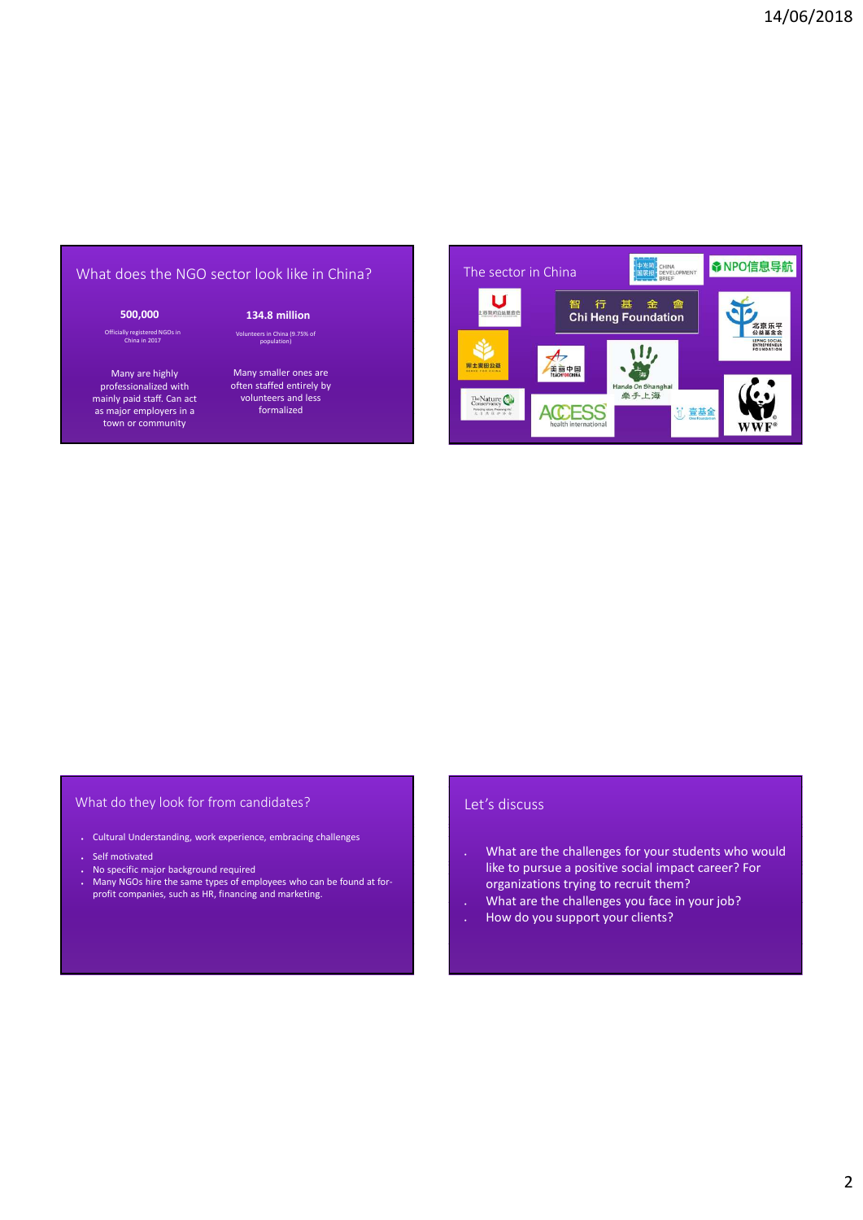## What does the NGO sector look like in China?

**500,000**

Officially registered NGOs in China in 2017

**134.8 million**

Volunteers in China (9.75% of population)

Many are highly professionalized with mainly paid staff. Can act as major employers in a town or community

Many smaller ones are often staffed entirely by volunteers and less formalized

## The sector in China

CHINA DEVELOPMENT BRIEF

NPO信息导航

智 行 基 金 會
Chi Heng Foundation

北京乐平公益基金会
LEPING SOCIAL ENTREPRENEUR FOUNDATION

美丽中国 TEACH FOR CHINA

Hands On Shanghai 牵手上海

The Nature Conservancy

ACCESS health international

壹基金

WWF

## What do they look for from candidates?

- Cultural Understanding, work experience, embracing challenges
- Self motivated
- No specific major background required
- Many NGOs hire the same types of employees who can be found at for-profit companies, such as HR, financing and marketing.

## Let's discuss

- What are the challenges for your students who would like to pursue a positive social impact career? For organizations trying to recruit them?
- What are the challenges you face in your job?
- How do you support your clients?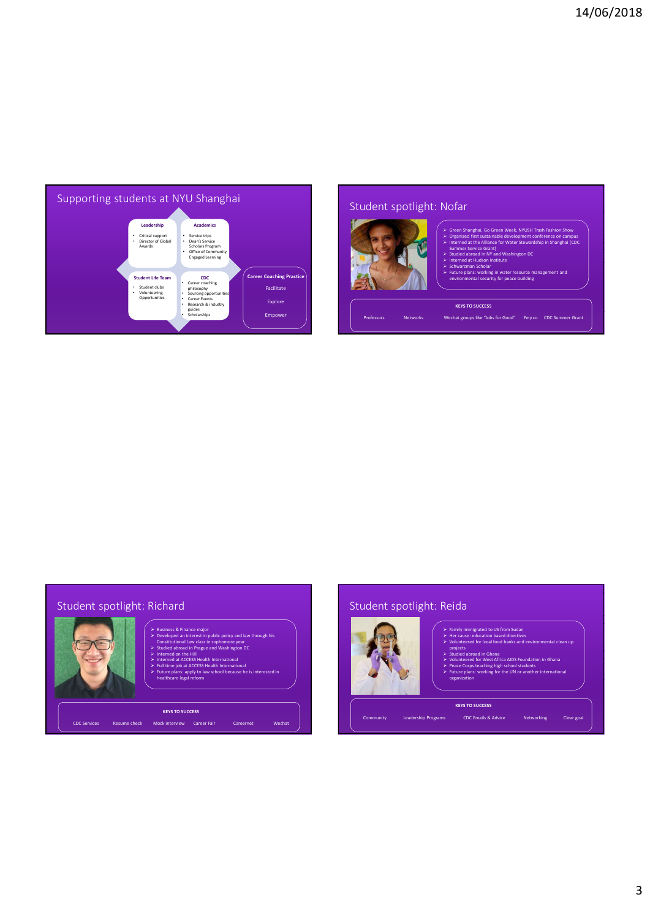## Supporting students at NYU Shanghai

**Leadership**
- Critical support
- Director of Global Awards

**Academics**
- Service trips
- Dean's Service Scholars Program
- Office of Community Engaged Learning

**Student Life Team**
- Student clubs
- Volunteering Opportunities

**CDC**
- Career coaching philosophy
- Sourcing opportunities
- Career Events
- Research & industry guides
- Scholarships

**Career Coaching Practice**

Facilitate

Explore

Empower

## Student spotlight: Nofar

- Green Shanghai, Go Green Week, NYUSH Trash Fashion Show
- Organized first sustainable development conference on campus
- Interned at the Alliance for Water Stewardship in Shanghai (CDC Summer Service Grant)
- Studied abroad in NY and Washington DC
- Interned at Hudson Institute
- Schwarzman Scholar
- Future plans: working in water resource management and environmental security for peace building

**KEYS TO SUCCESS**

Professors | Networks | Wechat groups like "Jobs for Good" | Feiy.co | CDC Summer Grant

## Student spotlight: Richard

- Business & Finance major
- Developed an interest in public policy and law through his Constitutional Law class in sophomore year
- Studied abroad in Prague and Washington DC
- Interned on the Hill
- Interned at ACCESS Health International
- Full time job at ACCESS Health International
- Future plans: apply to law school because he is interested in healthcare legal reform

**KEYS TO SUCCESS**

CDC Services | Resume check | Mock interview | Career Fair | Careernet | Wechat

## Student spotlight: Reida

- Family immigrated to US from Sudan
- Her cause: education based directives
- Volunteered for local food banks and environmental clean up projects
- Studied abroad in Ghana
- Volunteered for West Africa AIDS Foundation in Ghana
- Peace Corps teaching high school students
- Future plans: working for the UN or another international organization

**KEYS TO SUCCESS**

Community | Leadership Programs | CDC Emails & Advice | Networking | Clear goal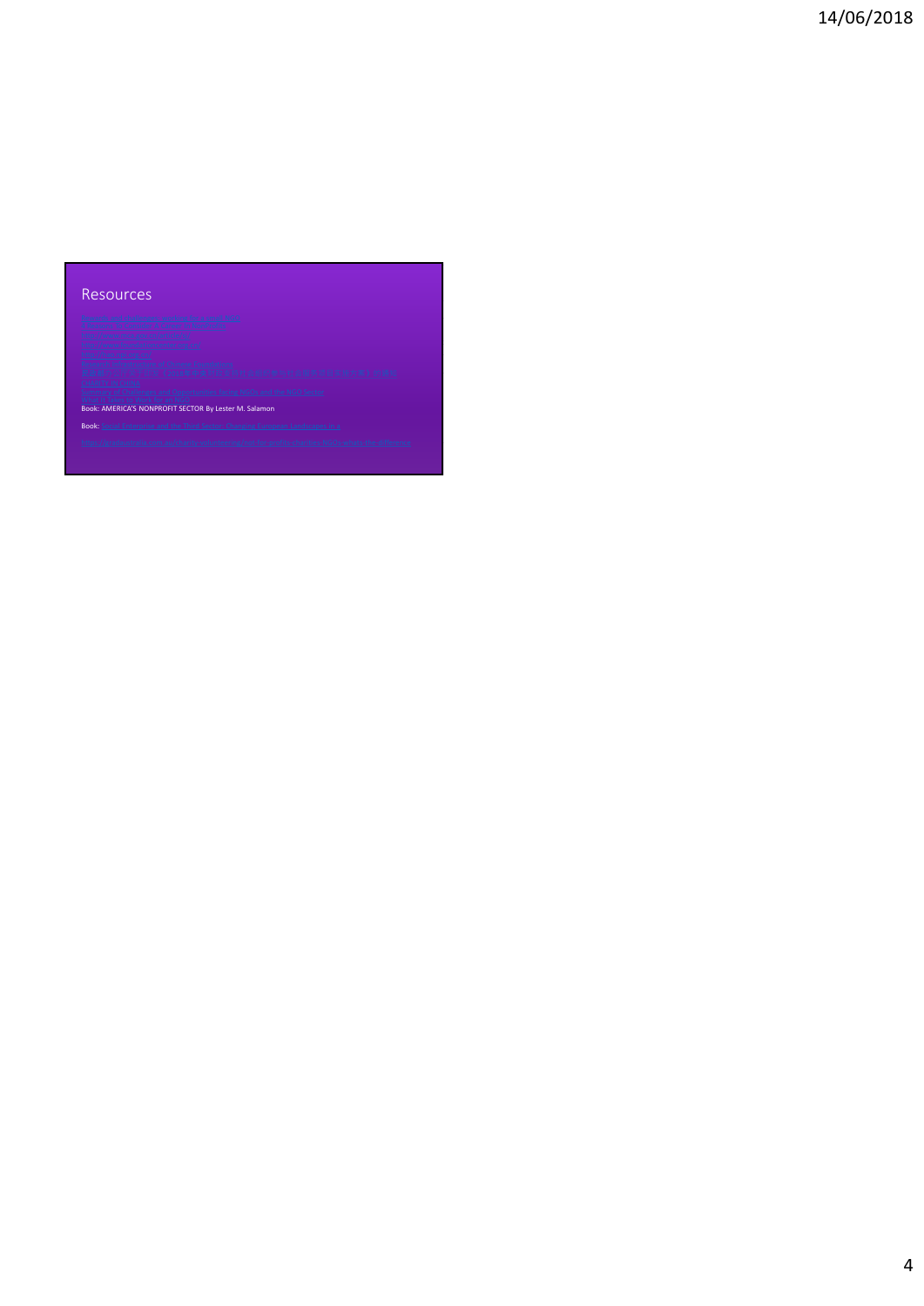# Resources

CHARITY IN CHINA

Summary of Challenges and Opportunities facing NGOs and the NGO Sector

Book: AMERICA'S NONPROFIT SECTOR By Lester M. Salamon

Book: Social Enterprise and the Third Sector: Changing European Landscapes in a ...